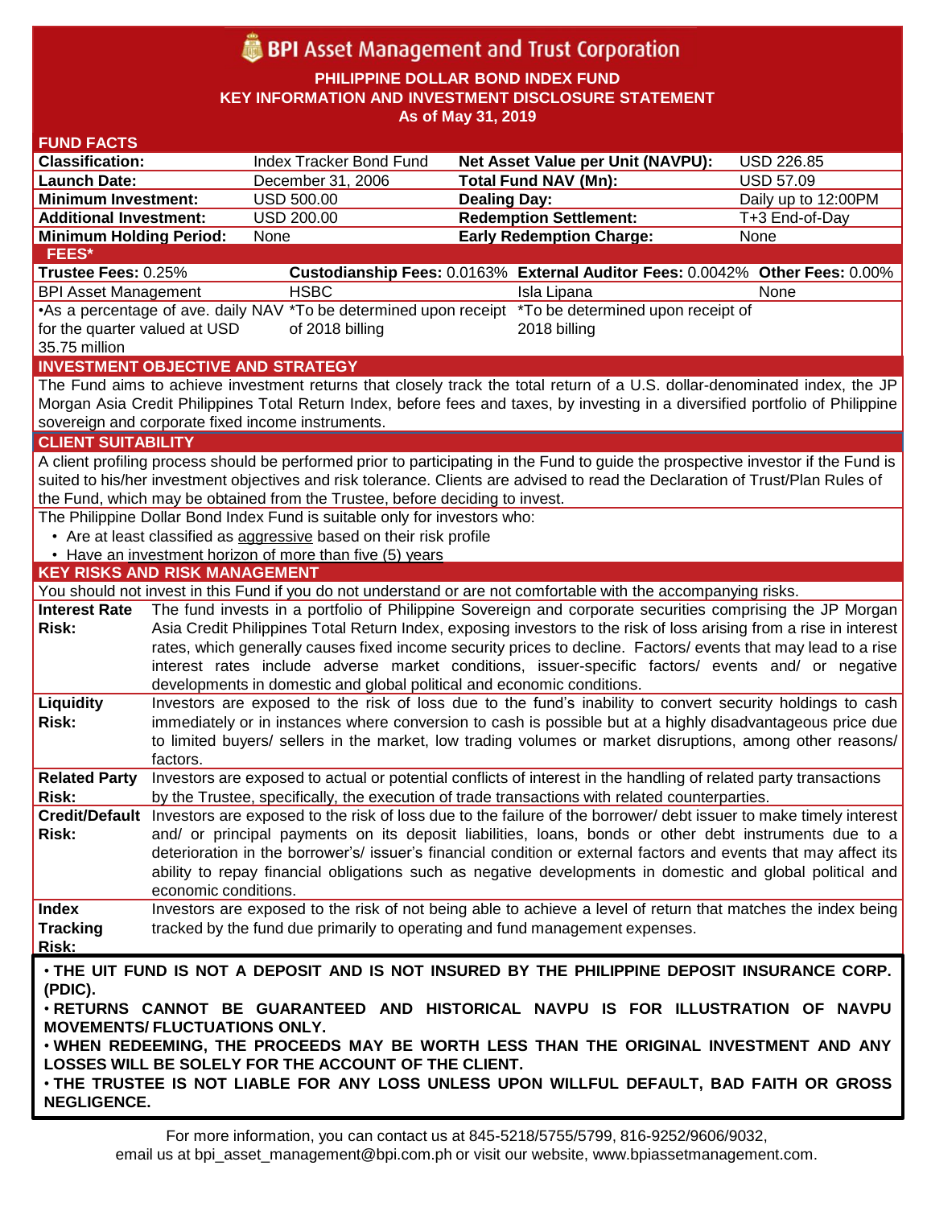# BPI Asset Management and Trust Corporation

**PHILIPPINE DOLLAR BOND INDEX FUND**
**KEY INFORMATION AND INVESTMENT DISCLOSURE STATEMENT**
**As of May 31, 2019**

## FUND FACTS

| | | | |
|---|---|---|---|
| **Classification:** | Index Tracker Bond Fund | **Net Asset Value per Unit (NAVPU):** | USD 226.85 |
| **Launch Date:** | December 31, 2006 | **Total Fund NAV (Mn):** | USD 57.09 |
| **Minimum Investment:** | USD 500.00 | **Dealing Day:** | Daily up to 12:00PM |
| **Additional Investment:** | USD 200.00 | **Redemption Settlement:** | T+3 End-of-Day |
| **Minimum Holding Period:** | None | **Early Redemption Charge:** | None |

## FEES*

| **Trustee Fees:** 0.25% | **Custodianship Fees:** 0.0163% | **External Auditor Fees:** 0.0042% | **Other Fees:** 0.00% |
|---|---|---|---|
| BPI Asset Management | HSBC | Isla Lipana | None |
| •As a percentage of ave. daily NAV for the quarter valued at USD 35.75 million | *To be determined upon receipt of 2018 billing | *To be determined upon receipt of 2018 billing | |

## INVESTMENT OBJECTIVE AND STRATEGY

The Fund aims to achieve investment returns that closely track the total return of a U.S. dollar-denominated index, the JP Morgan Asia Credit Philippines Total Return Index, before fees and taxes, by investing in a diversified portfolio of Philippine sovereign and corporate fixed income instruments.

## CLIENT SUITABILITY

A client profiling process should be performed prior to participating in the Fund to guide the prospective investor if the Fund is suited to his/her investment objectives and risk tolerance. Clients are advised to read the Declaration of Trust/Plan Rules of the Fund, which may be obtained from the Trustee, before deciding to invest.

The Philippine Dollar Bond Index Fund is suitable only for investors who:

- Are at least classified as aggressive based on their risk profile
- Have an investment horizon of more than five (5) years

## KEY RISKS AND RISK MANAGEMENT

You should not invest in this Fund if you do not understand or are not comfortable with the accompanying risks.

| | |
|---|---|
| **Interest Rate Risk:** | The fund invests in a portfolio of Philippine Sovereign and corporate securities comprising the JP Morgan Asia Credit Philippines Total Return Index, exposing investors to the risk of loss arising from a rise in interest rates, which generally causes fixed income security prices to decline. Factors/ events that may lead to a rise interest rates include adverse market conditions, issuer-specific factors/ events and/ or negative developments in domestic and global political and economic conditions. |
| **Liquidity Risk:** | Investors are exposed to the risk of loss due to the fund's inability to convert security holdings to cash immediately or in instances where conversion to cash is possible but at a highly disadvantageous price due to limited buyers/ sellers in the market, low trading volumes or market disruptions, among other reasons/ factors. |
| **Related Party Risk:** | Investors are exposed to actual or potential conflicts of interest in the handling of related party transactions by the Trustee, specifically, the execution of trade transactions with related counterparties. |
| **Credit/Default Risk:** | Investors are exposed to the risk of loss due to the failure of the borrower/ debt issuer to make timely interest and/ or principal payments on its deposit liabilities, loans, bonds or other debt instruments due to a deterioration in the borrower's/ issuer's financial condition or external factors and events that may affect its ability to repay financial obligations such as negative developments in domestic and global political and economic conditions. |
| **Index Tracking Risk:** | Investors are exposed to the risk of not being able to achieve a level of return that matches the index being tracked by the fund due primarily to operating and fund management expenses. |

**• THE UIT FUND IS NOT A DEPOSIT AND IS NOT INSURED BY THE PHILIPPINE DEPOSIT INSURANCE CORP. (PDIC).**
**• RETURNS CANNOT BE GUARANTEED AND HISTORICAL NAVPU IS FOR ILLUSTRATION OF NAVPU MOVEMENTS/ FLUCTUATIONS ONLY.**
**• WHEN REDEEMING, THE PROCEEDS MAY BE WORTH LESS THAN THE ORIGINAL INVESTMENT AND ANY LOSSES WILL BE SOLELY FOR THE ACCOUNT OF THE CLIENT.**
**• THE TRUSTEE IS NOT LIABLE FOR ANY LOSS UNLESS UPON WILLFUL DEFAULT, BAD FAITH OR GROSS NEGLIGENCE.**

For more information, you can contact us at 845-5218/5755/5799, 816-9252/9606/9032, email us at bpi_asset_management@bpi.com.ph or visit our website, www.bpiassetmanagement.com.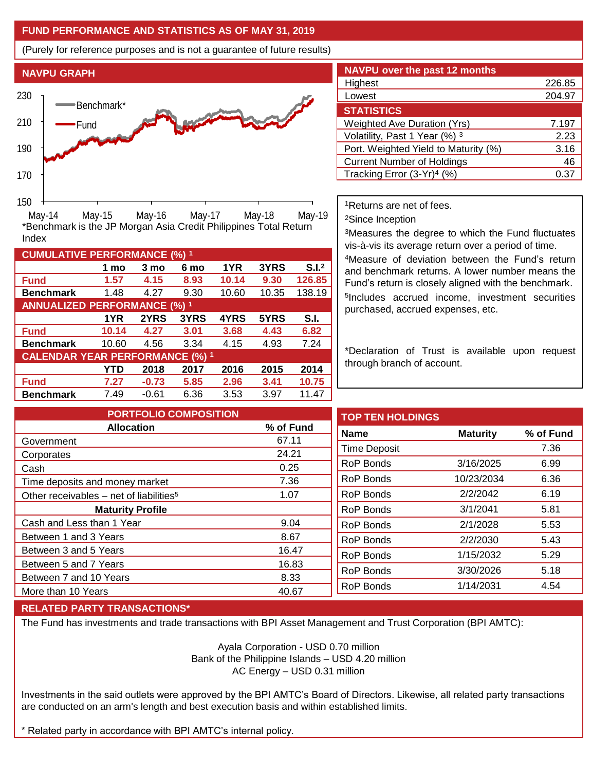## FUND PERFORMANCE AND STATISTICS AS OF MAY 31, 2019

(Purely for reference purposes and is not a guarantee of future results)

### NAVPU GRAPH

*Benchmark is the JP Morgan Asia Credit Philippines Total Return Index

### NAVPU over the past 12 months

| | |
|---|---|
| Highest | 226.85 |
| Lowest | 204.97 |

### STATISTICS

| | |
|---|---|
| Weighted Ave Duration (Yrs) | 7.197 |
| Volatility, Past 1 Year (%) [3] | 2.23 |
| Port. Weighted Yield to Maturity (%) | 3.16 |
| Current Number of Holdings | 46 |
| Tracking Error (3-Yr)[4] (%) | 0.37 |

[1]Returns are net of fees.

[2]Since Inception

[3]Measures the degree to which the Fund fluctuates vis-à-vis its average return over a period of time.

[4]Measure of deviation between the Fund's return and benchmark returns. A lower number means the Fund's return is closely aligned with the benchmark.

[5]Includes accrued income, investment securities purchased, accrued expenses, etc.

*Declaration of Trust is available upon request through branch of account.

### CUMULATIVE PERFORMANCE (%) [1]

| | 1 mo | 3 mo | 6 mo | 1YR | 3YRS | S.I.[2] |
|---|---|---|---|---|---|---|
| **Fund** | **1.57** | **4.15** | **8.93** | **10.14** | **9.30** | **126.85** |
| **Benchmark** | 1.48 | 4.27 | 9.30 | 10.60 | 10.35 | 138.19 |

### ANNUALIZED PERFORMANCE (%) [1]

| | 1YR | 2YRS | 3YRS | 4YRS | 5YRS | S.I. |
|---|---|---|---|---|---|---|
| **Fund** | **10.14** | **4.27** | **3.01** | **3.68** | **4.43** | **6.82** |
| **Benchmark** | 10.60 | 4.56 | 3.34 | 4.15 | 4.93 | 7.24 |

### CALENDAR YEAR PERFORMANCE (%) [1]

| | YTD | 2018 | 2017 | 2016 | 2015 | 2014 |
|---|---|---|---|---|---|---|
| **Fund** | **7.27** | **-0.73** | **5.85** | **2.96** | **3.41** | **10.75** |
| **Benchmark** | 7.49 | -0.61 | 6.36 | 3.53 | 3.97 | 11.47 |

### PORTFOLIO COMPOSITION

| Allocation | % of Fund |
|---|---|
| Government | 67.11 |
| Corporates | 24.21 |
| Cash | 0.25 |
| Time deposits and money market | 7.36 |
| Other receivables – net of liabilities[5] | 1.07 |
| **Maturity Profile** | |
| Cash and Less than 1 Year | 9.04 |
| Between 1 and 3 Years | 8.67 |
| Between 3 and 5 Years | 16.47 |
| Between 5 and 7 Years | 16.83 |
| Between 7 and 10 Years | 8.33 |
| More than 10 Years | 40.67 |

### TOP TEN HOLDINGS

| Name | Maturity | % of Fund |
|---|---|---|
| Time Deposit | | 7.36 |
| RoP Bonds | 3/16/2025 | 6.99 |
| RoP Bonds | 10/23/2034 | 6.36 |
| RoP Bonds | 2/2/2042 | 6.19 |
| RoP Bonds | 3/1/2041 | 5.81 |
| RoP Bonds | 2/1/2028 | 5.53 |
| RoP Bonds | 2/2/2030 | 5.43 |
| RoP Bonds | 1/15/2032 | 5.29 |
| RoP Bonds | 3/30/2026 | 5.18 |
| RoP Bonds | 1/14/2031 | 4.54 |

### RELATED PARTY TRANSACTIONS*

The Fund has investments and trade transactions with BPI Asset Management and Trust Corporation (BPI AMTC):

Ayala Corporation - USD 0.70 million
Bank of the Philippine Islands – USD 4.20 million
AC Energy – USD 0.31 million

Investments in the said outlets were approved by the BPI AMTC's Board of Directors. Likewise, all related party transactions are conducted on an arm's length and best execution basis and within established limits.

* Related party in accordance with BPI AMTC's internal policy.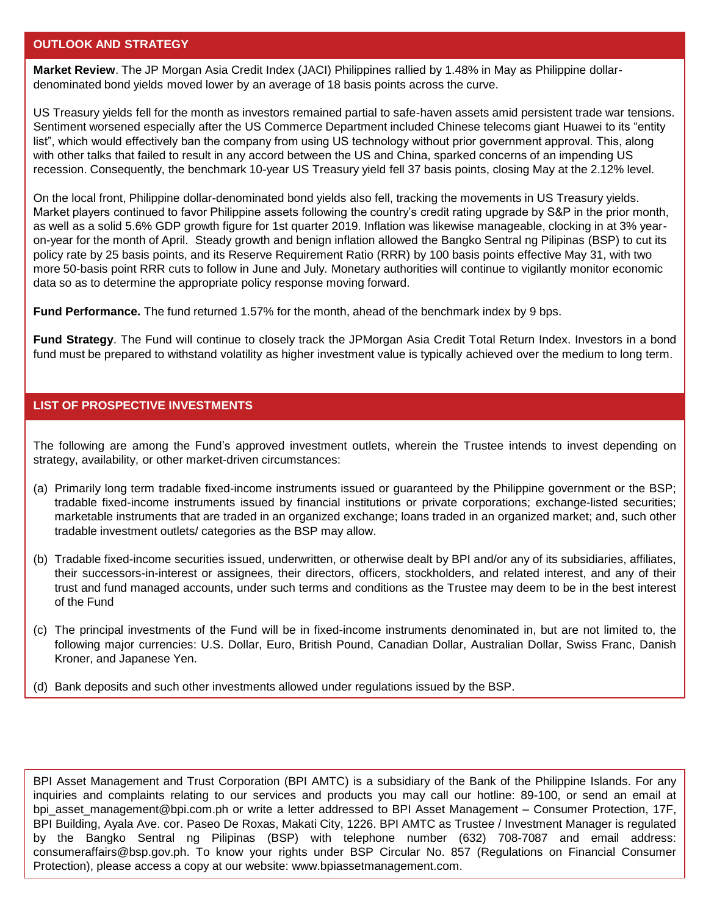## OUTLOOK AND STRATEGY

**Market Review**. The JP Morgan Asia Credit Index (JACI) Philippines rallied by 1.48% in May as Philippine dollar-denominated bond yields moved lower by an average of 18 basis points across the curve.

US Treasury yields fell for the month as investors remained partial to safe-haven assets amid persistent trade war tensions. Sentiment worsened especially after the US Commerce Department included Chinese telecoms giant Huawei to its "entity list", which would effectively ban the company from using US technology without prior government approval. This, along with other talks that failed to result in any accord between the US and China, sparked concerns of an impending US recession. Consequently, the benchmark 10-year US Treasury yield fell 37 basis points, closing May at the 2.12% level.

On the local front, Philippine dollar-denominated bond yields also fell, tracking the movements in US Treasury yields. Market players continued to favor Philippine assets following the country's credit rating upgrade by S&P in the prior month, as well as a solid 5.6% GDP growth figure for 1st quarter 2019. Inflation was likewise manageable, clocking in at 3% year-on-year for the month of April. Steady growth and benign inflation allowed the Bangko Sentral ng Pilipinas (BSP) to cut its policy rate by 25 basis points, and its Reserve Requirement Ratio (RRR) by 100 basis points effective May 31, with two more 50-basis point RRR cuts to follow in June and July. Monetary authorities will continue to vigilantly monitor economic data so as to determine the appropriate policy response moving forward.

**Fund Performance.** The fund returned 1.57% for the month, ahead of the benchmark index by 9 bps.

**Fund Strategy**. The Fund will continue to closely track the JPMorgan Asia Credit Total Return Index. Investors in a bond fund must be prepared to withstand volatility as higher investment value is typically achieved over the medium to long term.

## LIST OF PROSPECTIVE INVESTMENTS

The following are among the Fund's approved investment outlets, wherein the Trustee intends to invest depending on strategy, availability, or other market-driven circumstances:

(a) Primarily long term tradable fixed-income instruments issued or guaranteed by the Philippine government or the BSP; tradable fixed-income instruments issued by financial institutions or private corporations; exchange-listed securities; marketable instruments that are traded in an organized exchange; loans traded in an organized market; and, such other tradable investment outlets/ categories as the BSP may allow.

(b) Tradable fixed-income securities issued, underwritten, or otherwise dealt by BPI and/or any of its subsidiaries, affiliates, their successors-in-interest or assignees, their directors, officers, stockholders, and related interest, and any of their trust and fund managed accounts, under such terms and conditions as the Trustee may deem to be in the best interest of the Fund

(c) The principal investments of the Fund will be in fixed-income instruments denominated in, but are not limited to, the following major currencies: U.S. Dollar, Euro, British Pound, Canadian Dollar, Australian Dollar, Swiss Franc, Danish Kroner, and Japanese Yen.

(d) Bank deposits and such other investments allowed under regulations issued by the BSP.

BPI Asset Management and Trust Corporation (BPI AMTC) is a subsidiary of the Bank of the Philippine Islands. For any inquiries and complaints relating to our services and products you may call our hotline: 89-100, or send an email at bpi_asset_management@bpi.com.ph or write a letter addressed to BPI Asset Management – Consumer Protection, 17F, BPI Building, Ayala Ave. cor. Paseo De Roxas, Makati City, 1226. BPI AMTC as Trustee / Investment Manager is regulated by the Bangko Sentral ng Pilipinas (BSP) with telephone number (632) 708-7087 and email address: consumeraffairs@bsp.gov.ph. To know your rights under BSP Circular No. 857 (Regulations on Financial Consumer Protection), please access a copy at our website: www.bpiassetmanagement.com.